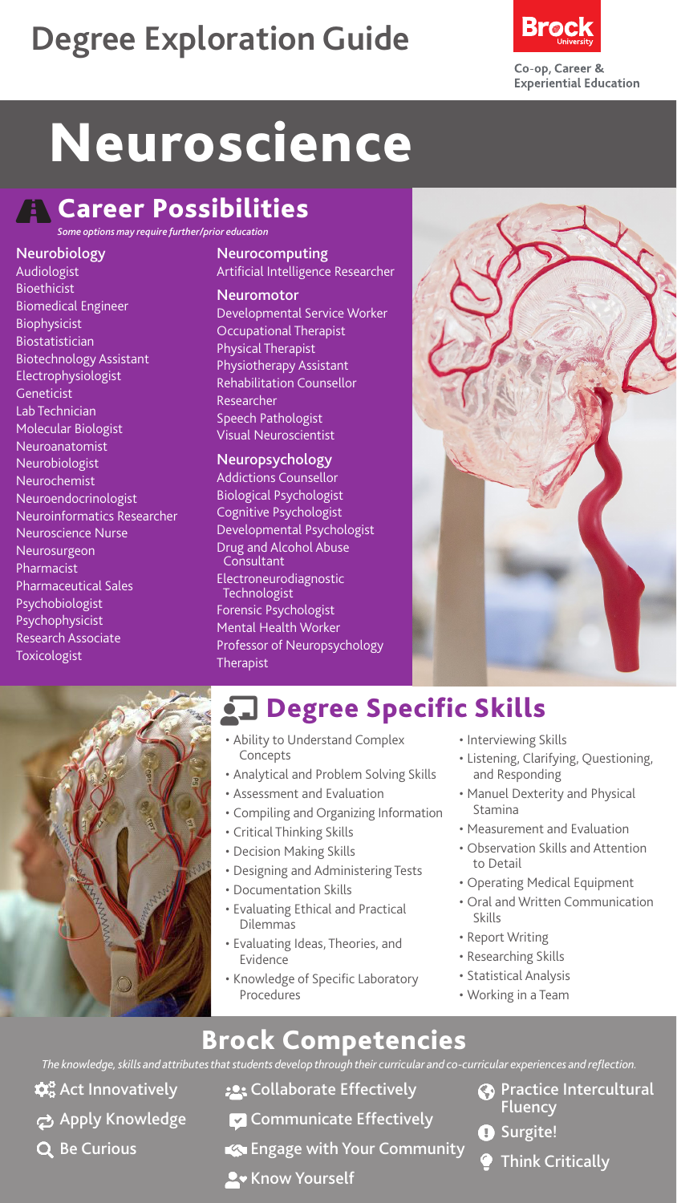# Degree Exploration Guide

Brock University

Co-op, Career & Experiential Education

# Neuroscience

## Career Possibilities

*Some options may require further/prior education*

### Neurobiology

- Audiologist
- Bioethicist
- Biomedical Engineer
- Biophysicist
- Biostatistician
- Biotechnology Assistant
- Electrophysiologist
- Geneticist
- Lab Technician
- Molecular Biologist
- Neuroanatomist
- Neurobiologist
- Neurochemist
- Neuroendocrinologist
- Neuroinformatics Researcher
- Neuroscience Nurse
- Neurosurgeon
- Pharmacist
- Pharmaceutical Sales
- Psychobiologist
- Psychophysicist
- Research Associate
- Toxicologist

### Neurocomputing

- Artificial Intelligence Researcher

### Neuromotor

- Developmental Service Worker
- Occupational Therapist
- Physical Therapist
- Physiotherapy Assistant
- Rehabilitation Counsellor
- Researcher
- Speech Pathologist
- Visual Neuroscientist

### Neuropsychology

- Addictions Counsellor
- Biological Psychologist
- Cognitive Psychologist
- Developmental Psychologist
- Drug and Alcohol Abuse Consultant
- Electroneurodiagnostic Technologist
- Forensic Psychologist
- Mental Health Worker
- Professor of Neuropsychology
- Therapist

## Degree Specific Skills

- Ability to Understand Complex Concepts
- Analytical and Problem Solving Skills
- Assessment and Evaluation
- Compiling and Organizing Information
- Critical Thinking Skills
- Decision Making Skills
- Designing and Administering Tests
- Documentation Skills
- Evaluating Ethical and Practical Dilemmas
- Evaluating Ideas, Theories, and Evidence
- Knowledge of Specific Laboratory Procedures
- Interviewing Skills
- Listening, Clarifying, Questioning, and Responding
- Manuel Dexterity and Physical Stamina
- Measurement and Evaluation
- Observation Skills and Attention to Detail
- Operating Medical Equipment
- Oral and Written Communication Skills
- Report Writing
- Researching Skills
- Statistical Analysis
- Working in a Team

## Brock Competencies

*The knowledge, skills and attributes that students develop through their curricular and co-curricular experiences and reflection.*

- Act Innovatively
- Apply Knowledge
- Be Curious
- Collaborate Effectively
- Communicate Effectively
- Engage with Your Community
- Know Yourself
- Practice Intercultural Fluency
- Surgite!
- Think Critically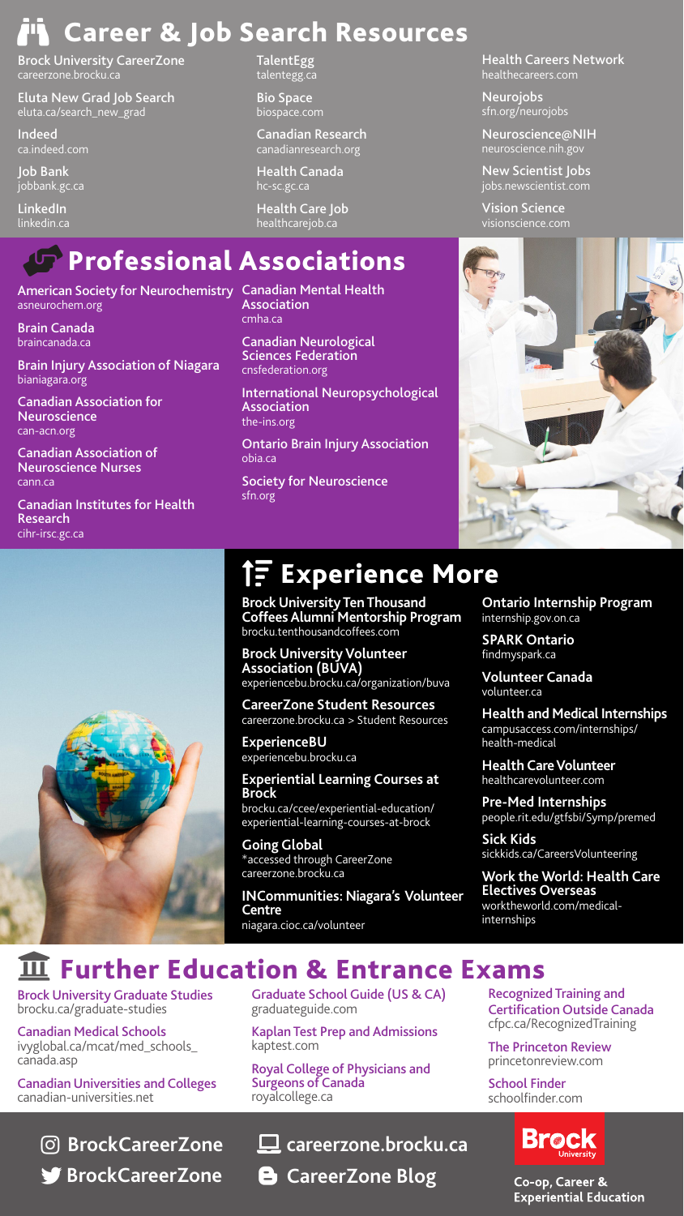# Career & Job Search Resources

**Brock University CareerZone**
careerzone.brocku.ca

**Eluta New Grad Job Search**
eluta.ca/search_new_grad

**Indeed**
ca.indeed.com

**Job Bank**
jobbank.gc.ca

**LinkedIn**
linkedin.ca

**TalentEgg**
talentegg.ca

**Bio Space**
biospace.com

**Canadian Research**
canadianresearch.org

**Health Canada**
hc-sc.gc.ca

**Health Care Job**
healthcarejob.ca

**Health Careers Network**
healthecareers.com

**Neurojobs**
sfn.org/neurojobs

**Neuroscience@NIH**
neuroscience.nih.gov

**New Scientist Jobs**
jobs.newscientist.com

**Vision Science**
visionscience.com

# Professional Associations

**American Society for Neurochemistry**
asneurochem.org

**Brain Canada**
braincanada.ca

**Brain Injury Association of Niagara**
bianiagara.org

**Canadian Association for Neuroscience**
can-acn.org

**Canadian Association of Neuroscience Nurses**
cann.ca

**Canadian Institutes for Health Research**
cihr-irsc.gc.ca

**Canadian Mental Health Association**
cmha.ca

**Canadian Neurological Sciences Federation**
cnsfederation.org

**International Neuropsychological Association**
the-ins.org

**Ontario Brain Injury Association**
obia.ca

**Society for Neuroscience**
sfn.org

# Experience More

**Brock University Ten Thousand Coffees Alumni Mentorship Program**
brocku.tenthousandcoffees.com

**Brock University Volunteer Association (BUVA)**
experiencebu.brocku.ca/organization/buva

**CareerZone Student Resources**
careerzone.brocku.ca > Student Resources

**ExperienceBU**
experiencebu.brocku.ca

**Experiential Learning Courses at Brock**
brocku.ca/ccee/experiential-education/experiential-learning-courses-at-brock

**Going Global**
*accessed through CareerZone
careerzone.brocku.ca

**INCommunities: Niagara's Volunteer Centre**
niagara.cioc.ca/volunteer

**Ontario Internship Program**
internship.gov.on.ca

**SPARK Ontario**
findmyspark.ca

**Volunteer Canada**
volunteer.ca

**Health and Medical Internships**
campusaccess.com/internships/health-medical

**Health Care Volunteer**
healthcarevolunteer.com

**Pre-Med Internships**
people.rit.edu/gtfsbi/Symp/premed

**Sick Kids**
sickkids.ca/CareersVolunteering

**Work the World: Health Care Electives Overseas**
worktheworld.com/medical-internships

# Further Education & Entrance Exams

**Brock University Graduate Studies**
brocku.ca/graduate-studies

**Canadian Medical Schools**
ivyglobal.ca/mcat/med_schools_canada.asp

**Canadian Universities and Colleges**
canadian-universities.net

**Graduate School Guide (US & CA)**
graduateguide.com

**Kaplan Test Prep and Admissions**
kaptest.com

**Royal College of Physicians and Surgeons of Canada**
royalcollege.ca

**Recognized Training and Certification Outside Canada**
cfpc.ca/RecognizedTraining

**The Princeton Review**
princetonreview.com

**School Finder**
schoolfinder.com

BrockCareerZone

BrockCareerZone

careerzone.brocku.ca

CareerZone Blog

Brock University

Co-op, Career & Experiential Education